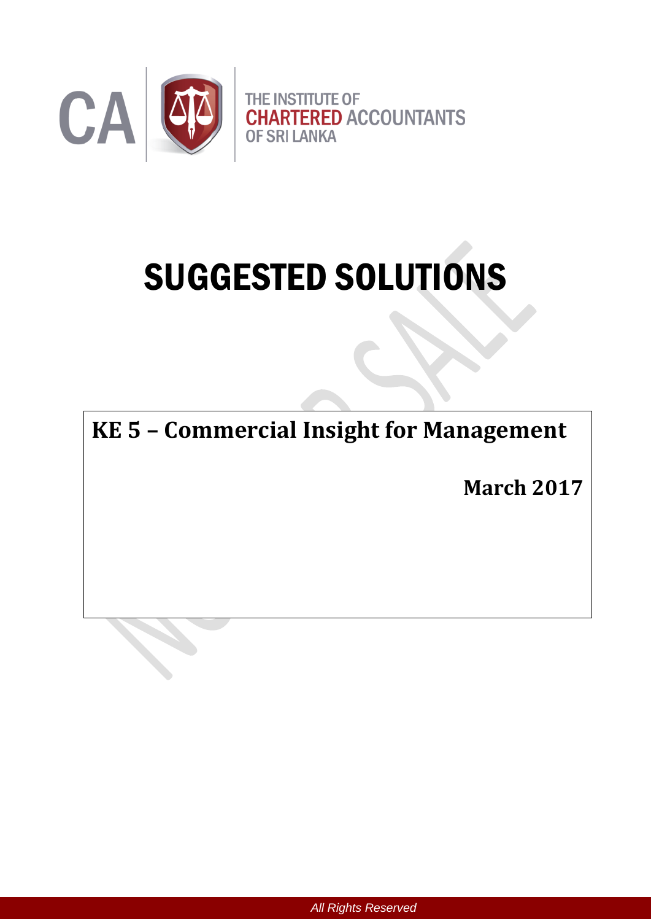THE INSTITUTE OF
CHARTERED ACCOUNTANTS
OF SRI LANKA

# SUGGESTED SOLUTIONS

**KE 5 – Commercial Insight for Management**

**March 2017**

*All Rights Reserved*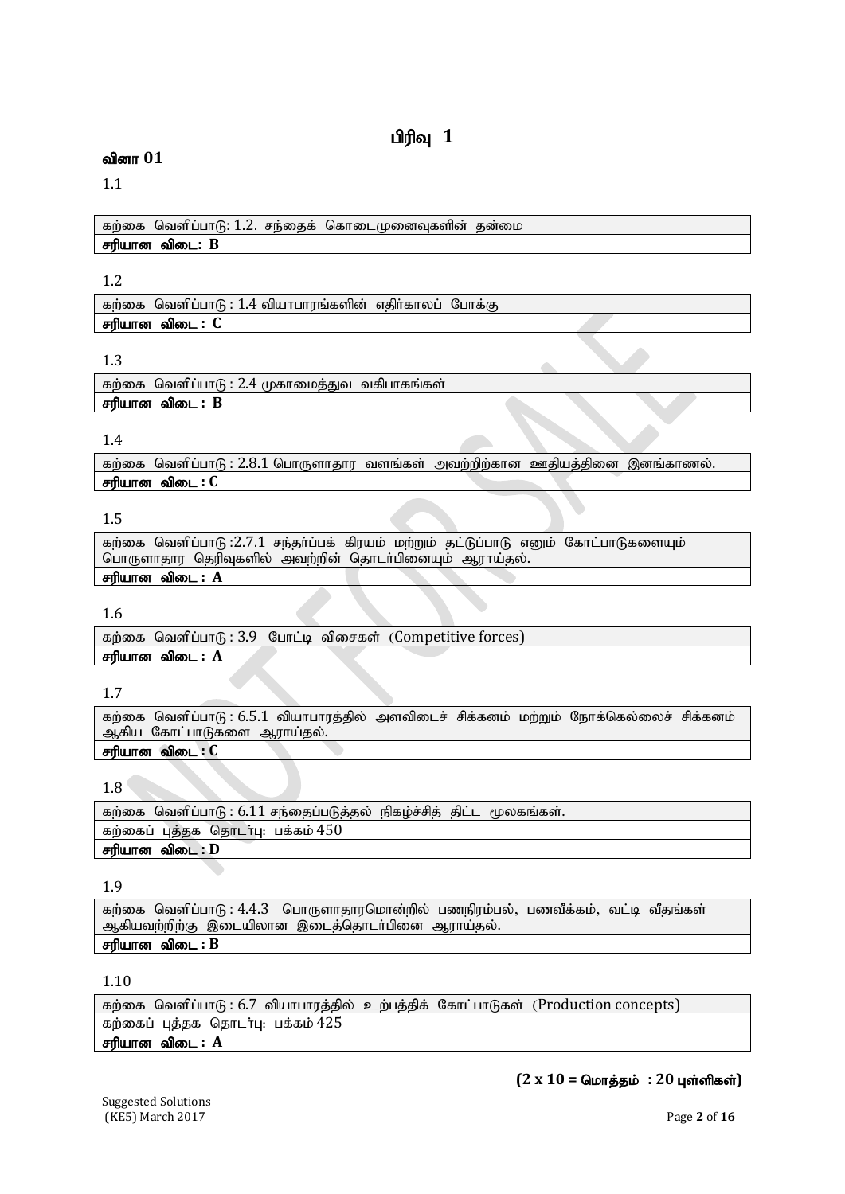# பிரிவு 1

## வினா 01

1.1

| கற்கை வெளிப்பாடு: 1.2. சந்தைக் கொடைமுனைவுகளின் தன்மை |
|---|
| **சரியான விடை: B** |

1.2

| கற்கை வெளிப்பாடு : 1.4 வியாபாரங்களின் எதிர்காலப் போக்கு |
|---|
| **சரியான விடை : C** |

1.3

| கற்கை வெளிப்பாடு : 2.4 முகாமைத்துவ வகிபாகங்கள் |
|---|
| **சரியான விடை : B** |

1.4

| கற்கை வெளிப்பாடு : 2.8.1 பொருளாதார வளங்கள் அவற்றிற்கான ஊதியத்தினை இனங்காணல். |
|---|
| **சரியான விடை : C** |

1.5

| கற்கை வெளிப்பாடு :2.7.1 சந்தர்ப்பக் கிரயம் மற்றும் தட்டுப்பாடு எனும் கோட்பாடுகளையும் பொருளாதார தெரிவுகளில் அவற்றின் தொடர்பினையும் ஆராய்தல். |
|---|
| **சரியான விடை : A** |

1.6

| கற்கை வெளிப்பாடு : 3.9 போட்டி விசைகள் (Competitive forces) |
|---|
| **சரியான விடை : A** |

1.7

| கற்கை வெளிப்பாடு : 6.5.1 வியாபாரத்தில் அளவிடைச் சிக்கனம் மற்றும் நோக்கெல்லைச் சிக்கனம் ஆகிய கோட்பாடுகளை ஆராய்தல். |
|---|
| **சரியான விடை : C** |

1.8

| கற்கை வெளிப்பாடு : 6.11 சந்தைப்படுத்தல் நிகழ்ச்சித் திட்ட மூலகங்கள். |
|---|
| கற்கைப் புத்தக தொடர்பு: பக்கம் 450 |
| **சரியான விடை : D** |

1.9

| கற்கை வெளிப்பாடு : 4.4.3 பொருளாதாரமொன்றில் பணநிரம்பல், பணவீக்கம், வட்டி வீதங்கள் ஆகியவற்றிற்கு இடையிலான இடைத்தொடர்பினை ஆராய்தல். |
|---|
| **சரியான விடை : B** |

1.10

| கற்கை வெளிப்பாடு : 6.7 வியாபாரத்தில் உற்பத்திக் கோட்பாடுகள் (Production concepts) |
|---|
| கற்கைப் புத்தக தொடர்பு: பக்கம் 425 |
| **சரியான விடை : A** |

**(2 x 10 = மொத்தம் : 20 புள்ளிகள்)**

Suggested Solutions
(KE5) March 2017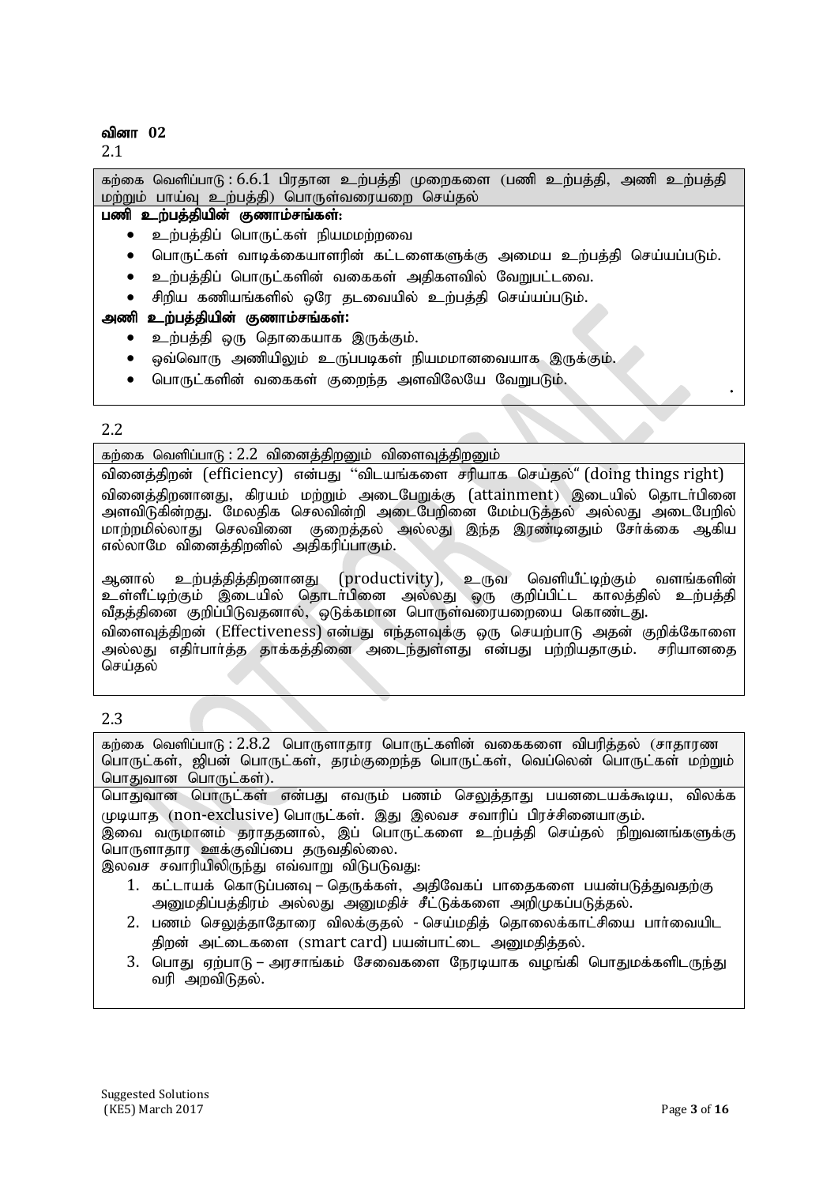**வினா 02**

2.1

கற்கை வெளிப்பாடு : 6.6.1 பிரதான உற்பத்தி முறைகளை (பணி உற்பத்தி, அணி உற்பத்தி மற்றும் பாய்வு உற்பத்தி) பொருள்வரையறை செய்தல்

**பணி உற்பத்தியின் குணாம்சங்கள்:**

- உற்பத்திப் பொருட்கள் நியமமற்றவை
- பொருட்கள் வாடிக்கையாளரின் கட்டளைகளுக்கு அமைய உற்பத்தி செய்யப்படும்.
- உற்பத்திப் பொருட்களின் வகைகள் அதிகளவில் வேறுபட்டவை.
- சிறிய கணியங்களில் ஒரே தடவையில் உற்பத்தி செய்யப்படும்.

**அணி உற்பத்தியின் குணாம்சங்கள்:**

- உற்பத்தி ஒரு தொகையாக இருக்கும்.
- ஒவ்வொரு அணியிலும் உருப்படிகள் நியமமானவையாக இருக்கும்.
- பொருட்களின் வகைகள் குறைந்த அளவிலேயே வேறுபடும்.

2.2

கற்கை வெளிப்பாடு : 2.2 வினைத்திறனும் விளைவுத்திறனும்

வினைத்திறன் (efficiency) என்பது "விடயங்களை சரியாக செய்தல்" (doing things right)
வினைத்திறனானது, கிரயம் மற்றும் அடைபேறுக்கு (attainment) இடையில் தொடர்பினை அளவிடுகின்றது. மேலதிக செலவின்றி அடைபேறினை மேம்படுத்தல் அல்லது அடைபேறில் மாற்றமில்லாது செலவினை குறைத்தல் அல்லது இந்த இரண்டினதும் சேர்க்கை ஆகிய எல்லாமே வினைத்திறனில் அதிகரிப்பாகும்.

ஆனால் உற்பத்தித்திறனானது (productivity), உருவ வெளியீட்டிற்கும் வளங்களின் உள்ளீட்டிற்கும் இடையில் தொடர்பினை அல்லது ஒரு குறிப்பிட்ட காலத்தில் உற்பத்தி வீதத்தினை குறிப்பிடுவதனால், ஒடுக்கமான பொருள்வரையறையை கொண்டது.
விளைவுத்திறன் (Effectiveness) என்பது எந்தளவுக்கு ஒரு செயற்பாடு அதன் குறிக்கோளை அல்லது எதிர்பார்த்த தாக்கத்தினை அடைந்துள்ளது என்பது பற்றியதாகும். சரியானதை செய்தல்

2.3

கற்கை வெளிப்பாடு : 2.8.2 பொருளாதார பொருட்களின் வகைகளை விபரித்தல் (சாதாரண பொருட்கள், ஜிபன் பொருட்கள், தரம்குறைந்த பொருட்கள், வெப்லென் பொருட்கள் மற்றும் பொதுவான பொருட்கள்).

பொதுவான பொருட்கள் என்பது எவரும் பணம் செலுத்தாது பயனடையக்கூடிய, விலக்க முடியாத (non-exclusive) பொருட்கள். இது இலவச சவாரிப் பிரச்சினையாகும்.
இவை வருமானம் தராததனால், இப் பொருட்களை உற்பத்தி செய்தல் நிறுவனங்களுக்கு பொருளாதார ஊக்குவிப்பை தருவதில்லை.
இலவச சவாரியிலிருந்து எவ்வாறு விடுபடுவது:

1. கட்டாயக் கொடுப்பனவு – தெருக்கள், அதிவேகப் பாதைகளை பயன்படுத்துவதற்கு அனுமதிப்பத்திரம் அல்லது அனுமதிச் சீட்டுக்களை அறிமுகப்படுத்தல்.
2. பணம் செலுத்தாதோரை விலக்குதல் - செய்மதித் தொலைக்காட்சியை பார்வையிட திறன் அட்டைகளை (smart card) பயன்பாட்டை அனுமதித்தல்.
3. பொது ஏற்பாடு – அரசாங்கம் சேவைகளை நேரடியாக வழங்கி பொதுமக்களிடருந்து வரி அறவிடுதல்.

Suggested Solutions
(KE5) March 2017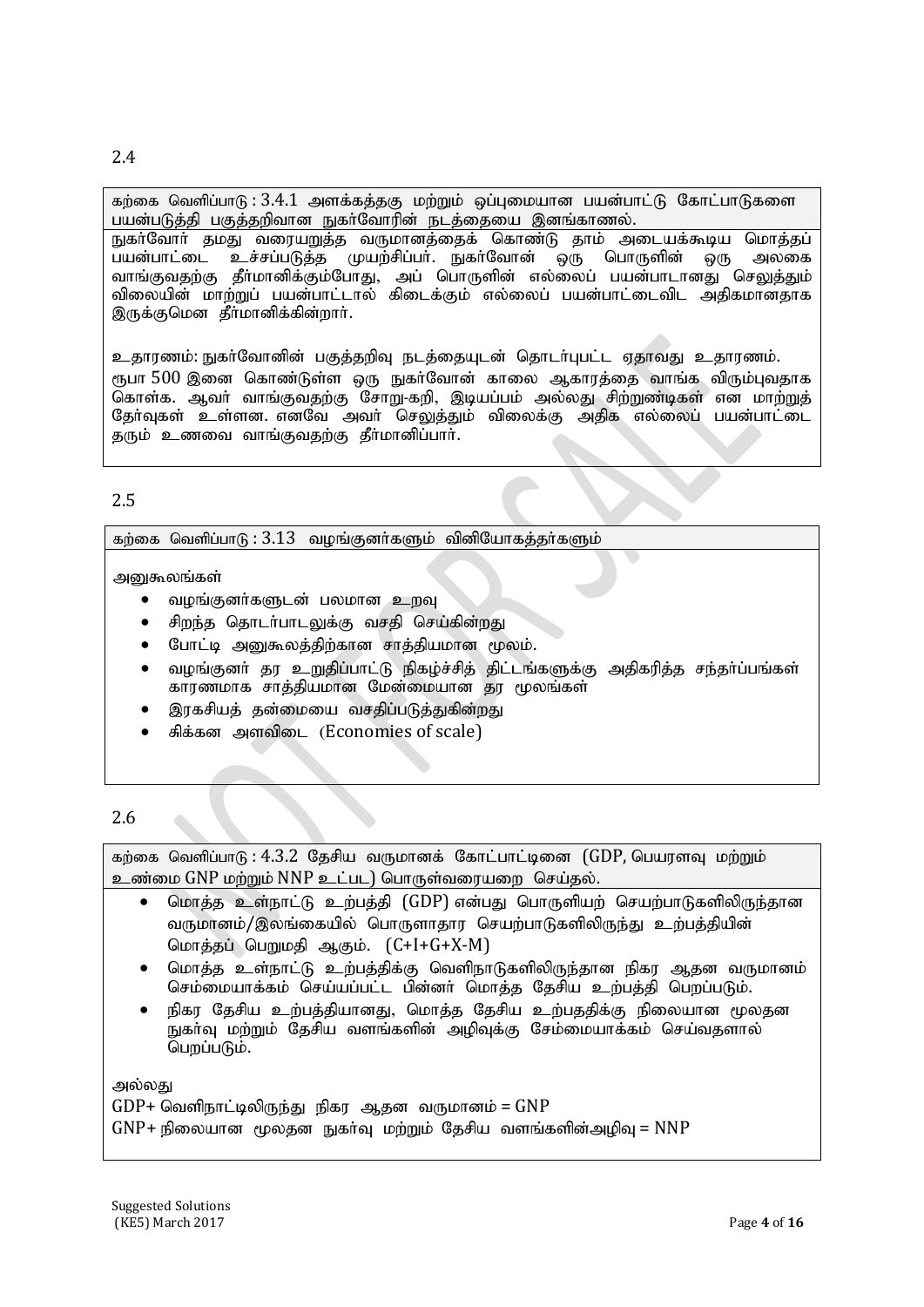2.4

கற்கை வெளிப்பாடு : 3.4.1 அளக்கத்தகு மற்றும் ஒப்புமையான பயன்பாட்டு கோட்பாடுகளை பயன்படுத்தி பகுத்தறிவான நுகர்வோரின் நடத்தையை இனங்காணல்.

நுகர்வோர் தமது வரையறுத்த வருமானத்தைக் கொண்டு தாம் அடையக்கூடிய மொத்தப் பயன்பாட்டை உச்சப்படுத்த முயற்சிப்பர். நுகர்வோன் ஒரு பொருளின் ஒரு அலகை வாங்குவதற்கு தீர்மானிக்கும்போது, அப் பொருளின் எல்லைப் பயன்பாடானது செலுத்தும் விலையின் மாற்றுப் பயன்பாட்டால் கிடைக்கும் எல்லைப் பயன்பாட்டைவிட அதிகமானதாக இருக்குமென தீர்மானிக்கின்றார்.

உதாரணம்: நுகர்வோனின் பகுத்தறிவு நடத்தையுடன் தொடர்புபட்ட ஏதாவது உதாரணம்.
ரூபா 500 இனை கொண்டுள்ள ஒரு நுகர்வோன் காலை ஆகாரத்தை வாங்க விரும்புவதாக கொள்க. ஆவர் வாங்குவதற்கு சோறு-கறி, இடியப்பம் அல்லது சிற்றுண்டிகள் என மாற்றுத் தேர்வுகள் உள்ளன. எனவே அவர் செலுத்தும் விலைக்கு அதிக எல்லைப் பயன்பாட்டை தரும் உணவை வாங்குவதற்கு தீர்மானிப்பார்.

2.5

கற்கை வெளிப்பாடு : 3.13 வழங்குனர்களும் வினியோகத்தர்களும்

அனுகூலங்கள்

- வழங்குனர்களுடன் பலமான உறவு
- சிறந்த தொடர்பாடலுக்கு வசதி செய்கின்றது
- போட்டி அனுகூலத்திற்கான சாத்தியமான மூலம்.
- வழங்குனர் தர உறுதிப்பாட்டு நிகழ்ச்சித் திட்டங்களுக்கு அதிகரித்த சந்தர்ப்பங்கள் காரணமாக சாத்தியமான மேன்மையான தர மூலங்கள்
- இரகசியத் தன்மையை வசதிப்படுத்துகின்றது
- சிக்கன அளவிடை (Economies of scale)

2.6

கற்கை வெளிப்பாடு : 4.3.2 தேசிய வருமானக் கோட்பாட்டினை (GDP, பெயரளவு மற்றும் உண்மை GNP மற்றும் NNP உட்பட) பொருள்வரையறை செய்தல்.

- மொத்த உள்நாட்டு உற்பத்தி (GDP) என்பது பொருளியற் செயற்பாடுகளிலிருந்தான வருமானம்/இலங்கையில் பொருளாதார செயற்பாடுகளிலிருந்து உற்பத்தியின் மொத்தப் பெறுமதி ஆகும். (C+I+G+X-M)
- மொத்த உள்நாட்டு உற்பத்திக்கு வெளிநாடுகளிலிருந்தான நிகர ஆதன வருமானம் செம்மையாக்கம் செய்யப்பட்ட பின்னர் மொத்த தேசிய உற்பத்தி பெறப்படும்.
- நிகர தேசிய உற்பத்தியானது, மொத்த தேசிய உற்பததிக்கு நிலையான மூலதன நுகர்வு மற்றும் தேசிய வளங்களின் அழிவுக்கு சேம்மையாக்கம் செய்வதனால் பெறப்படும்.

அல்லது
GDP+ வெளிநாட்டிலிருந்து நிகர ஆதன வருமானம் = GNP
GNP+ நிலையான மூலதன நுகர்வு மற்றும் தேசிய வளங்களின்அழிவு = NNP

Suggesed Solutions
(KE5) March 2017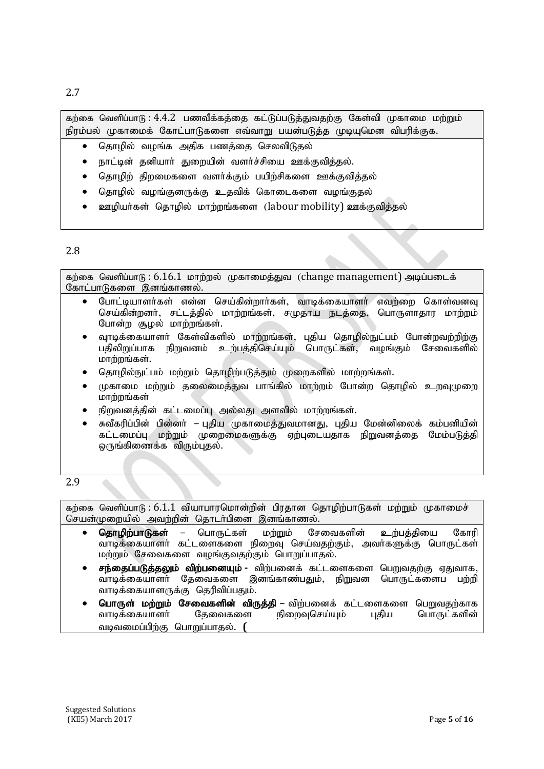2.7

கற்கை வெளிப்பாடு : 4.4.2 பணவீக்கத்தை கட்டுப்படுத்துவதற்கு கேள்வி முகாமை மற்றும் நிரம்பல் முகாமைக் கோட்பாடுகளை எவ்வாறு பயன்படுத்த முடியுமென விபரிக்குக.

- தொழில் வழங்க அதிக பணத்தை செலவிடுதல்
- நாட்டின் தனியார் துறையின் வளர்ச்சியை ஊக்குவித்தல்.
- தொழிற் திறமைகளை வளர்க்கும் பயிற்சிகளை ஊக்குவித்தல்
- தொழில் வழங்குனருக்கு உதவிக் கொடைகளை வழங்குதல்
- ஊழியர்கள் தொழில் மாற்றங்களை (labour mobility) ஊக்குவித்தல்

2.8

கற்கை வெளிப்பாடு : 6.16.1 மாற்றல் முகாமைத்துவ (change management) அடிப்படைக் கோட்பாடுகளை இனங்காணல்.

- போட்டியாளர்கள் என்ன செய்கின்றார்கள், வாடிக்கையாளர் எவற்றை கொள்வனவு செய்கின்றனர், சட்டத்தில் மாற்றங்கள், சமுதாய நடத்தை, பொருளாதார மாற்றம் போன்ற சூழல் மாற்றங்கள்.
- வுாடிக்கையாளர் கேள்விகளில் மாற்றங்கள், புதிய தொழில்நுட்பம் போன்றவற்றிற்கு பதிலிறுப்பாக நிறுவனம் உற்பத்திசெய்யும் பொருட்கள், வழங்கும் சேவைகளில் மாற்றங்கள்.
- தொழில்நுட்பம் மற்றும் தொழிற்படுத்தும் முறைகளில் மாற்றங்கள்.
- முகாமை மற்றும் தலைமைத்துவ பாங்கில் மாற்றம் போன்ற தொழில் உறவுமுறை மாற்றங்கள்
- நிறுவனத்தின் கட்டமைப்பு அல்லது அளவில் மாற்றங்கள்.
- சுவீகரிப்பின் பின்னர் – புதிய முகாமைத்துவமானது, புதிய மேன்னிலைக் கம்பனியின் கட்டமைப்பு மற்றும் முறைமைகளுக்கு ஏற்புடையதாக நிறுவனத்தை மேம்படுத்தி ஒருங்கிணைக்க விரும்புதல்.

2.9

கற்கை வெளிப்பாடு : 6.1.1 வியாபாரமொன்றின் பிரதான தொழிற்பாடுகள் மற்றும் முகாமைச் செயன்முறையில் அவற்றின் தொடர்பினை இனங்காணல்.

- **தொழிற்பாடுகள்** – பொருட்கள் மற்றும் சேவைகளின் உற்பத்தியை கோரி வாடிக்கையாளர் கட்டளைகளை நிறைவு செய்வதற்கும், அவர்களுக்கு பொருட்கள் மற்றும் சேவைகளை வழங்குவதற்கும் பொறுப்பாதல்.
- **சந்தைப்படுத்தலும் விற்பனையும் -** விற்பனைக் கட்டளைகளை பெறுவதற்கு ஏதுவாக, வாடிக்கையாளர் தேவைகளை இனங்காண்பதும், நிறுவன பொருட்களைப் பற்றி வாடிக்கையாளருக்கு தெரிவிப்பதும்.
- **பொருள் மற்றும் சேவைகளின் விருத்தி** – விற்பனைக் கட்டளைகளை பெறுவதற்காக வாடிக்கையாளர் தேவைகளை நிறைவுசெய்யும் புதிய பொருட்களின் வடிவமைப்பிற்கு பொறுப்பாதல். **(**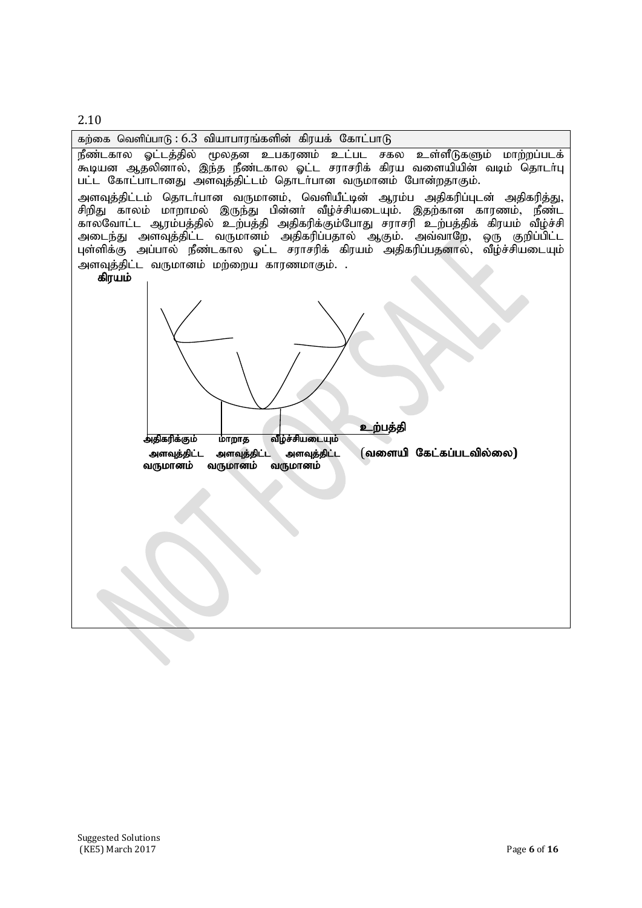2.10

கற்கை வெளிப்பாடு : 6.3 வியாபாரங்களின் கிரயக் கோட்பாடு

நீண்டகால ஓட்டத்தில் மூலதன உபகரணம் உட்பட சகல உள்ளீடுகளும் மாற்றப்படக் கூடியன ஆதலினால், இந்த நீண்டகால ஓட்ட சராசரிக் கிரய வளையியின் வடிம் தொடர்பு பட்ட கோட்பாடானது அளவுத்திட்டம் தொடர்பான வருமானம் போன்றதாகும்.

அளவுத்திட்டம் தொடர்பான வருமானம், வெளியீட்டின் ஆரம்ப அதிகரிப்புடன் அதிகரித்து, சிறிது காலம் மாறாமல் இருந்து பின்னர் வீழ்ச்சியடையும். இதற்கான காரணம், நீண்ட காலவோட்ட ஆரம்பத்தில் உற்பத்தி அதிகரிக்கும்போது சராசரி உற்பத்திக் கிரயம் வீழ்ச்சி அடைந்து அளவுத்திட்ட வருமானம் அதிகரிப்பதால் ஆகும். அவ்வாறே, ஒரு குறிப்பிட்ட புள்ளிக்கு அப்பால் நீண்டகால ஓட்ட சராசரிக் கிரயம் அதிகரிப்பதனால், வீழ்ச்சியடையும் அளவுத்திட்ட வருமானம் மற்றைய காரணமாகும். .

**கிரயம்**

**உற்பத்தி**

**அதிகரிக்கும் அளவுத்திட்ட வருமானம்** | **மாறாத அளவுத்திட்ட வருமானம்** | **வீழ்ச்சியடையும் அளவுத்திட்ட வருமானம்**

**(வளையி கேட்கப்படவில்லை)**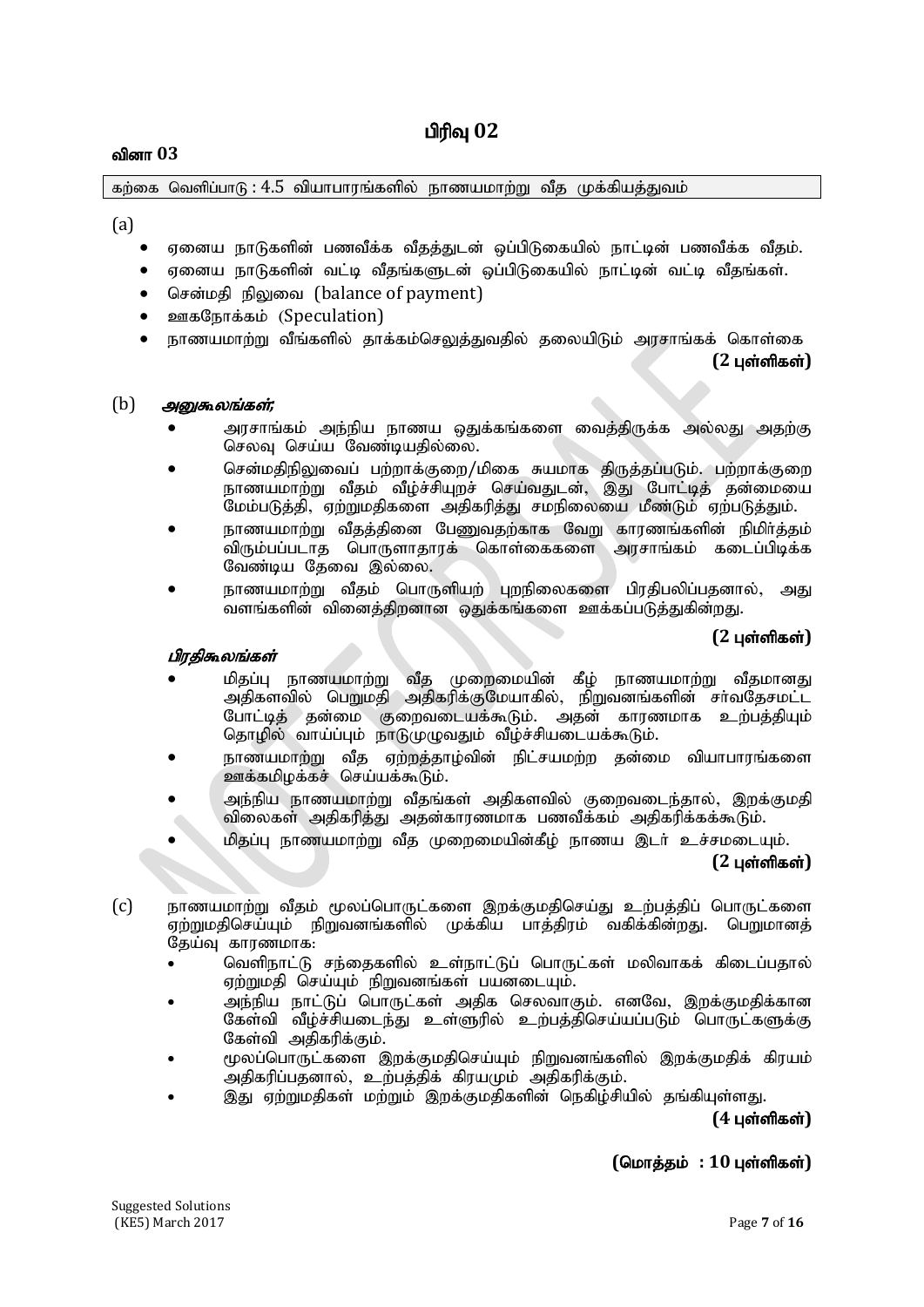# பிரிவு 02

**வினா 03**

கற்கை வெளிப்பாடு : 4.5 வியாபாரங்களில் நாணயமாற்று வீத முக்கியத்துவம்

(a)

- ஏனைய நாடுகளின் பணவீக்க வீதத்துடன் ஒப்பிடுகையில் நாட்டின் பணவீக்க வீதம்.
- ஏனைய நாடுகளின் வட்டி வீதங்களுடன் ஒப்பிடுகையில் நாட்டின் வட்டி வீதங்கள்.
- சென்மதி நிலுவை (balance of payment)
- ஊகநோக்கம் (Speculation)
- நாணயமாற்று வீங்களில் தாக்கம்செலுத்துவதில் தலையிடும் அரசாங்கக் கொள்கை

**(2 புள்ளிகள்)**

(b) ***அனுகூலங்கள்;***

- அரசாங்கம் அந்நிய நாணய ஒதுக்கங்களை வைத்திருக்க அல்லது அதற்கு செலவு செய்ய வேண்டியதில்லை.
- சென்மதிநிலுவைப் பற்றாக்குறை/மிகை சுயமாக திருத்தப்படும். பற்றாக்குறை நாணயமாற்று வீதம் வீழ்ச்சியுறச் செய்வதுடன், இது போட்டித் தன்மையை மேம்படுத்தி, ஏற்றுமதிகளை அதிகரித்து சமநிலையை மீண்டும் ஏற்படுத்தும்.
- நாணயமாற்று வீதத்தினை பேணுவதற்காக வேறு காரணங்களின் நிமித்தம் விரும்பப்படாத பொருளாதாரக் கொள்கைகளை அரசாங்கம் கடைப்பிடிக்க வேண்டிய தேவை இல்லை.
- நாணயமாற்று வீதம் பொருளியற் புறநிலைகளை பிரதிபலிப்பதனால், அது வளங்களின் வினைத்திறனான ஒதுக்கங்களை ஊக்கப்படுத்துகின்றது.

**(2 புள்ளிகள்)**

***பிரதிகூலங்கள்***

- மிதப்பு நாணயமாற்று வீத முறைமையின் கீழ் நாணயமாற்று வீதமானது அதிகளவில் பெறுமதி அதிகரிக்குமேயாகில், நிறுவனங்களின் சர்வதேசமட்ட போட்டித் தன்மை குறைவடையக்கூடும். அதன் காரணமாக உற்பத்தியும் தொழில் வாய்ப்பும் நாடுமுழுவதும் வீழ்ச்சியடையக்கூடும்.
- நாணயமாற்று வீத ஏற்றத்தாழ்வின் நிட்சயமற்ற தன்மை வியாபாரங்களை ஊக்கமிழக்கச் செய்யக்கூடும்.
- அந்நிய நாணயமாற்று வீதங்கள் அதிகளவில் குறைவடைந்தால், இறக்குமதி விலைகள் அதிகரித்து அதன்காரணமாக பணவீக்கம் அதிகரிக்கக்கூடும்.
- மிதப்பு நாணயமாற்று வீத முறைமையின்கீழ் நாணய இடர் உச்சமடையும்.

**(2 புள்ளிகள்)**

(c) நாணயமாற்று வீதம் மூலப்பொருட்களை இறக்குமதிசெய்து உற்பத்திப் பொருட்களை ஏற்றுமதிசெய்யும் நிறுவனங்களில் முக்கிய பாத்திரம் வகிக்கின்றது. பெறுமானத் தேய்வு காரணமாக:

- வெளிநாட்டு சந்தைகளில் உள்நாட்டுப் பொருட்கள் மலிவாகக் கிடைப்பதால் ஏற்றுமதி செய்யும் நிறுவனங்கள் பயனடையும்.
- அந்நிய நாட்டுப் பொருட்கள் அதிக செலவாகும். எனவே, இறக்குமதிக்கான கேள்வி வீழ்ச்சியடைந்து உள்ளூரில் உற்பத்திசெய்யப்படும் பொருட்களுக்கு கேள்வி அதிகரிக்கும்.
- மூலப்பொருட்களை இறக்குமதிசெய்யும் நிறுவனங்களில் இறக்குமதிக் கிரயம் அதிகரிப்பதனால், உற்பத்திக் கிரயமும் அதிகரிக்கும்.
- இது ஏற்றுமதிகள் மற்றும் இறக்குமதிகளின் நெகிழ்சியில் தங்கியுள்ளது.

**(4 புள்ளிகள்)**

**(மொத்தம் : 10 புள்ளிகள்)**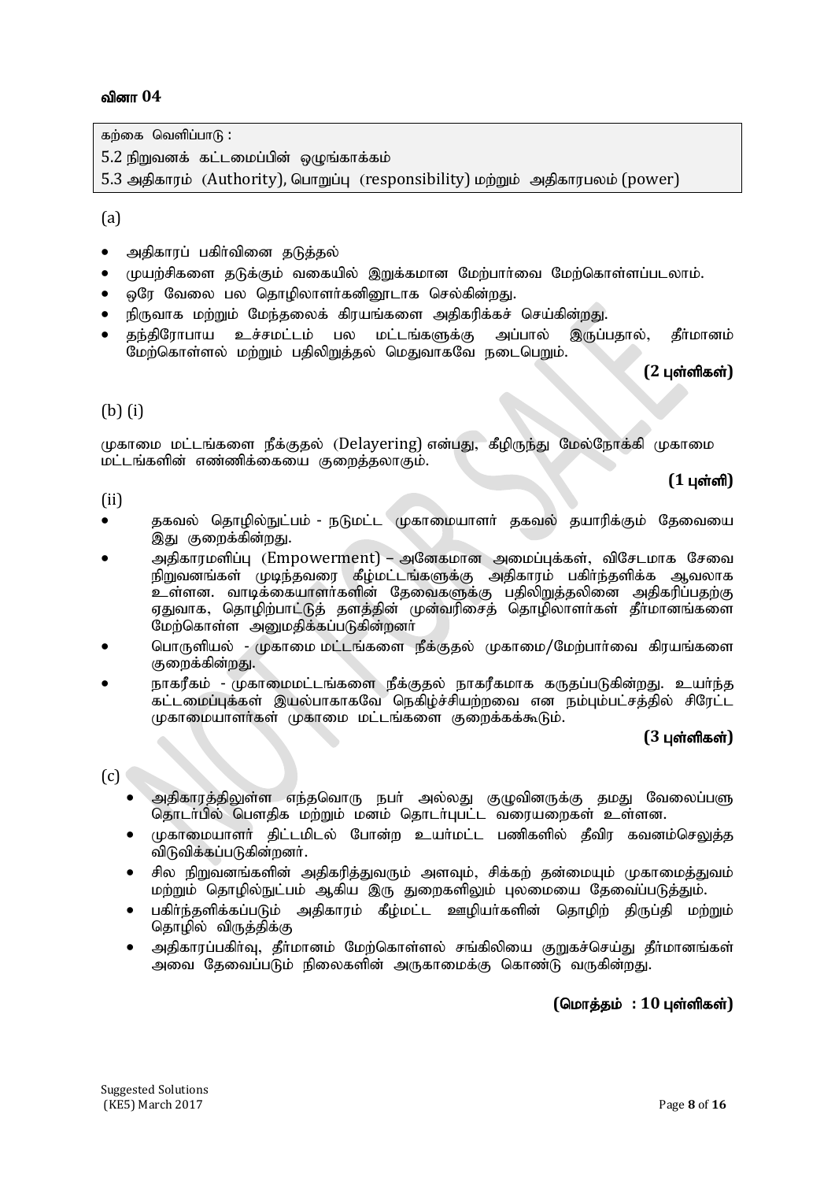## வினா 04

கற்கை வெளிப்பாடு :
5.2 நிறுவனக் கட்டமைப்பின் ஒழுங்காக்கம்
5.3 அதிகாரம் (Authority), பொறுப்பு (responsibility) மற்றும் அதிகாரபலம் (power)

(a)

- அதிகாரப் பகிர்வினை தடுத்தல்
- முயற்சிகளை தடுக்கும் வகையில் இறுக்கமான மேற்பார்வை மேற்கொள்ளப்படலாம்.
- ஒரே வேலை பல தொழிலாளர்களினூடாக செல்கின்றது.
- நிருவாக மற்றும் மேந்தலைக் கிரயங்களை அதிகரிக்கச் செய்கின்றது.
- தந்திரோபாய உச்சமட்டம் பல மட்டங்களுக்கு அப்பால் இருப்பதால், தீர்மானம் மேற்கொள்ளல் மற்றும் பதிலிறுத்தல் மெதுவாகவே நடைபெறும்.

**(2 புள்ளிகள்)**

(b) (i)

முகாமை மட்டங்களை நீக்குதல் (Delayering) என்பது, கீழிருந்து மேல்நோக்கி முகாமை மட்டங்களின் எண்ணிக்கையை குறைத்தலாகும்.

**(1 புள்ளி)**

(ii)

- தகவல் தொழில்நுட்பம் - நடுமட்ட முகாமையாளர் தகவல் தயாரிக்கும் தேவையை இது குறைக்கின்றது.
- அதிகாரமளிப்பு (Empowerment) – அனேகமான அமைப்புக்கள், விசேடமாக சேவை நிறுவனங்கள் முடிந்தவரை கீழ்மட்டங்களுக்கு அதிகாரம் பகிர்ந்தளிக்க ஆவலாக உள்ளன. வாடிக்கையாளர்களின் தேவைகளுக்கு பதிலிறுத்தலினை அதிகரிப்பதற்கு ஏதுவாக, தொழிற்பாட்டுத் தளத்தின் முன்வரிசைத் தொழிலாளர்கள் தீர்மானங்களை மேற்கொள்ள அனுமதிக்கப்படுகின்றனர்
- பொருளியல் - முகாமை மட்டங்களை நீக்குதல் முகாமை/மேற்பார்வை கிரயங்களை குறைக்கின்றது.
- நாகரீகம் - முகாமைமட்டங்களை நீக்குதல் நாகரீகமாக கருதப்படுகின்றது. உயர்ந்த கட்டமைப்புக்கள் இயல்பாகாகவே நெகிழ்ச்சியற்றவை என நம்பும்பட்சத்தில் சிரேட்ட முகாமையாளர்கள் முகாமை மட்டங்களை குறைக்கக்கூடும்.

**(3 புள்ளிகள்)**

(c)

- அதிகாரத்திலுள்ள எந்தவொரு நபர் அல்லது குழுவினருக்கு தமது வேலைப்பளு தொடர்பில் பௌதிக மற்றும் மனம் தொடர்புபட்ட வரையறைகள் உள்ளன.
- முகாமையாளர் திட்டமிடல் போன்ற உயர்மட்ட பணிகளில் தீவிர கவனம்செலுத்த விடுவிக்கப்படுகின்றனர்.
- சில நிறுவனங்களின் அதிகரித்துவரும் அளவும், சிக்கற் தன்மையும் முகாமைத்துவம் மற்றும் தொழில்நுட்பம் ஆகிய இரு துறைகளிலும் புலமையை தேவைப்படுத்தும்.
- பகிர்ந்தளிக்கப்படும் அதிகாரம் கீழ்மட்ட ஊழியர்களின் தொழிற் திருப்தி மற்றும் தொழில் விருத்திக்கு
- அதிகாரப்பகிர்வு, தீர்மானம் மேற்கொள்ளல் சங்கிலியை குறுகச்செய்து தீர்மானங்கள் அவை தேவைப்படும் நிலைகளின் அருகாமைக்கு கொண்டு வருகின்றது.

**(மொத்தம் : 10 புள்ளிகள்)**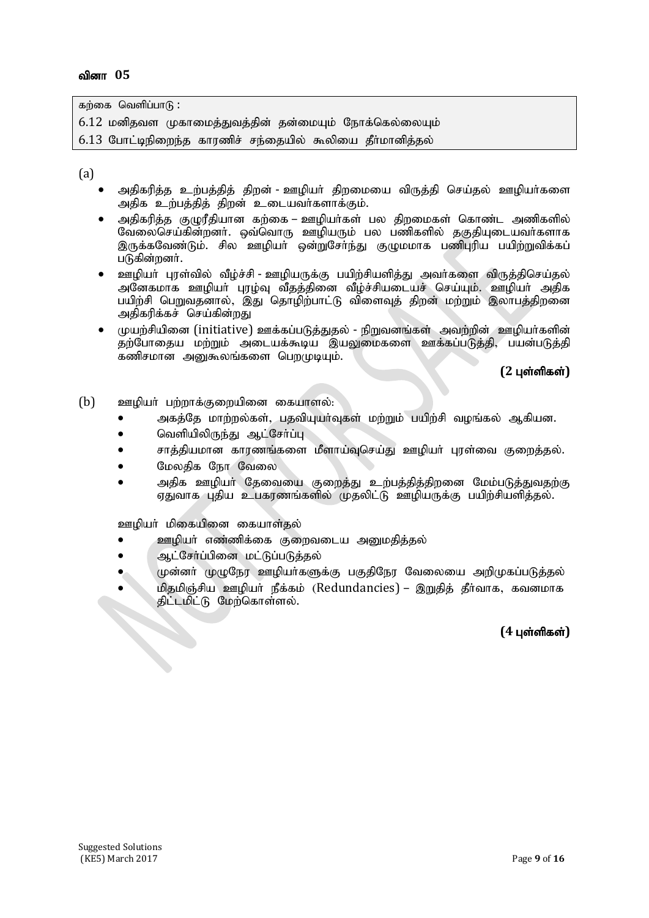### வினா 05

| கற்கை வெளிப்பாடு : |
| --- |
| 6.12 மனிதவள முகாமைத்துவத்தின் தன்மையும் நோக்கெல்லையும் |
| 6.13 போட்டிநிறைந்த காரணிச் சந்தையில் கூலியை தீர்மானித்தல் |

(a)

- அதிகரித்த உற்பத்தித் திறன் - ஊழியர் திறமையை விருத்தி செய்தல் ஊழியர்களை அதிக உற்பத்தித் திறன் உடையவர்களாக்கும்.
- அதிகரித்த குழுரீதியான கற்கை – ஊழியர்கள் பல திறமைகள் கொண்ட அணிகளில் வேலைசெய்கின்றனர். ஒவ்வொரு ஊழியரும் பல பணிகளில் தகுதியுடையவர்களாக இருக்கவேண்டும். சில ஊழியர் ஒன்றுசேர்ந்து குழுமமாக பணிபுரிய பயிற்றுவிக்கப் படுகின்றனர்.
- ஊழியர் புரள்வில் வீழ்ச்சி - ஊழியருக்கு பயிற்சியளித்து அவர்களை விருத்திசெய்தல் அனேகமாக ஊழியர் புரழ்வு வீதத்தினை வீழ்ச்சியடையச் செய்யும். ஊழியர் அதிக பயிற்சி பெறுவதனால், இது தொழிற்பாட்டு விளைவுத் திறன் மற்றும் இலாபத்திறனை அதிகரிக்கச் செய்கின்றது
- முயற்சியினை (initiative) ஊக்கப்படுத்துதல் - நிறுவனங்கள் அவற்றின் ஊழியர்களின் தற்போதைய மற்றும் அடையக்கூடிய இயலுமைகளை ஊக்கப்படுத்தி, பயன்படுத்தி கணிசமான அனுகூலங்களை பெறமுடியும்.

**(2 புள்ளிகள்)**

(b) ஊழியர் பற்றாக்குறையினை கையாளல்:

- அகத்தே மாற்றல்கள், பதவியுயர்வுகள் மற்றும் பயிற்சி வழங்கல் ஆகியன.
- வெளியிலிருந்து ஆட்சேர்ப்பு
- சாத்தியமான காரணங்களை மீளாய்வுசெய்து ஊழியர் புரள்வை குறைத்தல்.
- மேலதிக நேர வேலை
- அதிக ஊழியர் தேவையை குறைத்து உற்பத்தித்திறனை மேம்படுத்துவதற்கு ஏதுவாக புதிய உபகரணங்களில் முதலிட்டு ஊழியருக்கு பயிற்சியளித்தல்.

ஊழியர் மிகையினை கையாள்தல்

- ஊழியர் எண்ணிக்கை குறைவடைய அனுமதித்தல்
- ஆட்சேர்ப்பினை மட்டுப்படுத்தல்
- முன்னர் முழுநேர ஊழியர்களுக்கு பகுதிநேர வேலையை அறிமுகப்படுத்தல்
- மிதமிஞ்சிய ஊழியர் நீக்கம் (Redundancies) – இறுதித் தீர்வாக, கவனமாக திட்டமிட்டு மேற்கொள்ளல்.

**(4 புள்ளிகள்)**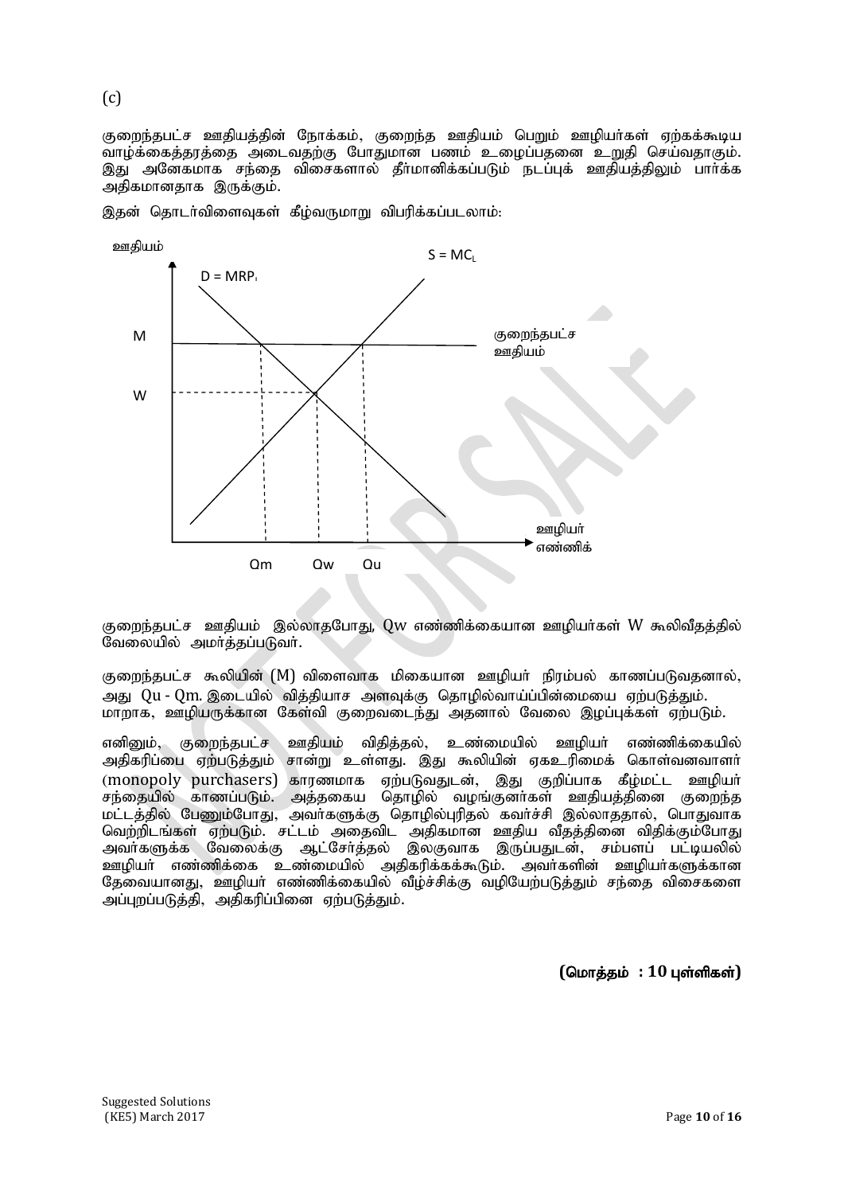(c)

குறைந்தபட்ச ஊதியத்தின் நோக்கம், குறைந்த ஊதியம் பெறும் ஊழியர்கள் ஏற்கக்கூடிய வாழ்க்கைத்தரத்தை அடைவதற்கு போதுமான பணம் உழைப்பதனை உறுதி செய்வதாகும். இது அனேகமாக சந்தை விசைகளால் தீர்மானிக்கப்படும் நடப்புக் ஊதியத்திலும் பார்க்க அதிகமானதாக இருக்கும்.

இதன் தொடர்விளைவுகள் கீழ்வருமாறு விபரிக்கப்படலாம்:

ஊதியம்

$S = MC_L$

$D = MRP_l$

M — குறைந்தபட்ச ஊதியம்

W

ஊழியர் எண்ணிக்

Qm Qw Qu

குறைந்தபட்ச ஊதியம் இல்லாதபோது, Qw எண்ணிக்கையான ஊழியர்கள் W கூலிவீதத்தில் வேலையில் அமர்த்தப்படுவர்.

குறைந்தபட்ச கூலியின் (M) விளைவாக மிகையான ஊழியர் நிரம்பல் காணப்படுவதனால், அது Qu - Qm. இடையில் வித்தியாச அளவுக்கு தொழில்வாய்ப்பின்மையை ஏற்படுத்தும். மாறாக, ஊழியருக்கான கேள்வி குறைவடைந்து அதனால் வேலை இழப்புக்கள் ஏற்படும்.

எனினும், குறைந்தபட்ச ஊதியம் விதித்தல், உண்மையில் ஊழியர் எண்ணிக்கையில் அதிகரிப்பை ஏற்படுத்தும் சான்று உள்ளது. இது கூலியின் ஏகஉரிமைக் கொள்வனவாளர் (monopoly purchasers) காரணமாக ஏற்படுவதுடன், இது குறிப்பாக கீழ்மட்ட ஊழியர் சந்தையில் காணப்படும். அத்தகைய தொழில் வழங்குனர்கள் ஊதியத்தினை குறைந்த மட்டத்தில் பேணும்போது, அவர்களுக்கு தொழில்புரிதல் கவர்ச்சி இல்லாததால், பொதுவாக வெற்றிடங்கள் ஏற்படும். சட்டம் அதைவிட அதிகமான ஊதிய வீதத்தினை விதிக்கும்போது அவர்களுக்க வேலைக்கு ஆட்சேர்த்தல் இலகுவாக இருப்பதுடன், சம்பளப் பட்டியலில் ஊழியர் எண்ணிக்கை உண்மையில் அதிகரிக்கக்கூடும். அவர்களின் ஊழியர்களுக்கான தேவையானது, ஊழியர் எண்ணிக்கையில் வீழ்ச்சிக்கு வழியேற்படுத்தும் சந்தை விசைகளை அப்புறப்படுத்தி, அதிகரிப்பினை ஏற்படுத்தும்.

**(மொத்தம் : 10 புள்ளிகள்)**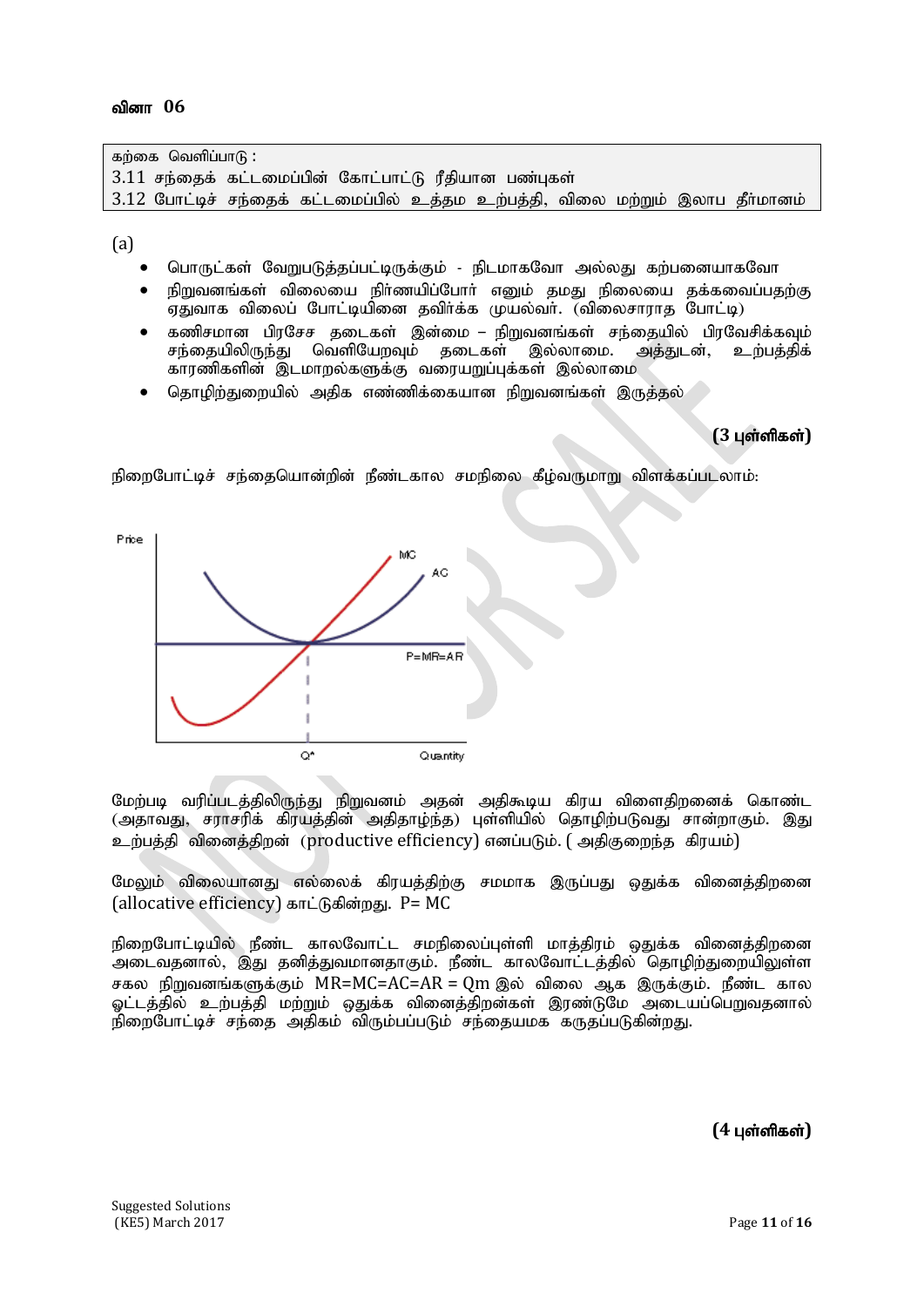### வினா 06

| கற்கை வெளிப்பாடு : |
|---|
| 3.11 சந்தைக் கட்டமைப்பின் கோட்பாட்டு ரீதியான பண்புகள் |
| 3.12 போட்டிச் சந்தைக் கட்டமைப்பில் உத்தம உற்பத்தி, விலை மற்றும் இலாப தீர்மானம் |

(a)

- பொருட்கள் வேறுபடுத்தப்பட்டிருக்கும் - நிடமாகவோ அல்லது கற்பனையாகவோ
- நிறுவனங்கள் விலையை நிர்ணயிப்போர் எனும் தமது நிலையை தக்கவைப்பதற்கு ஏதுவாக விலைப் போட்டியினை தவிர்க்க முயல்வர். (விலைசாராத போட்டி)
- கணிசமான பிரசேச தடைகள் இன்மை – நிறுவனங்கள் சந்தையில் பிரவேசிக்கவும் சந்தையிலிருந்து வெளியேறவும் தடைகள் இல்லாமை. அத்துடன், உற்பத்திக் காரணிகளின் இடமாறல்களுக்கு வரையறுப்புக்கள் இல்லாமை
- தொழிற்துறையில் அதிக எண்ணிக்கையான நிறுவனங்கள் இருத்தல்

**(3 புள்ளிகள்)**

நிறைபோட்டிச் சந்தையொன்றின் நீண்டகால சமநிலை கீழ்வருமாறு விளக்கப்படலாம்:

Price, MC, AC, P=MR=AR, Q*, Quantity

மேற்படி வரிப்படத்திலிருந்து நிறுவனம் அதன் அதிகூடிய கிரய விளைதிறனைக் கொண்ட (அதாவது, சராசரிக் கிரயத்தின் அதிதாழ்ந்த) புள்ளியில் தொழிற்படுவது சான்றாகும். இது உற்பத்தி வினைத்திறன் (productive efficiency) எனப்படும். ( அதிகுறைந்த கிரயம்)

மேலும் விலையானது எல்லைக் கிரயத்திற்கு சமமாக இருப்பது ஒதுக்க வினைத்திறனை (allocative efficiency) காட்டுகின்றது. P= MC

நிறைபோட்டியில் நீண்ட காலவோட்ட சமநிலைப்புள்ளி மாத்திரம் ஒதுக்க வினைத்திறனை அடைவதனால், இது தனித்துவமானதாகும். நீண்ட காலவோட்டத்தில் தொழிற்துறையிலுள்ள சகல நிறுவனங்களுக்கும் MR=MC=AC=AR = Qm இல் விலை ஆக இருக்கும். நீண்ட கால ஓட்டத்தில் உற்பத்தி மற்றும் ஒதுக்க வினைத்திறன்கள் இரண்டுமே அடையப்பெறுவதனால் நிறைபோட்டிச் சந்தை அதிகம் விரும்பப்படும் சந்தையமக கருதப்படுகின்றது.

**(4 புள்ளிகள்)**

Suggested Solutions
(KE5) March 2017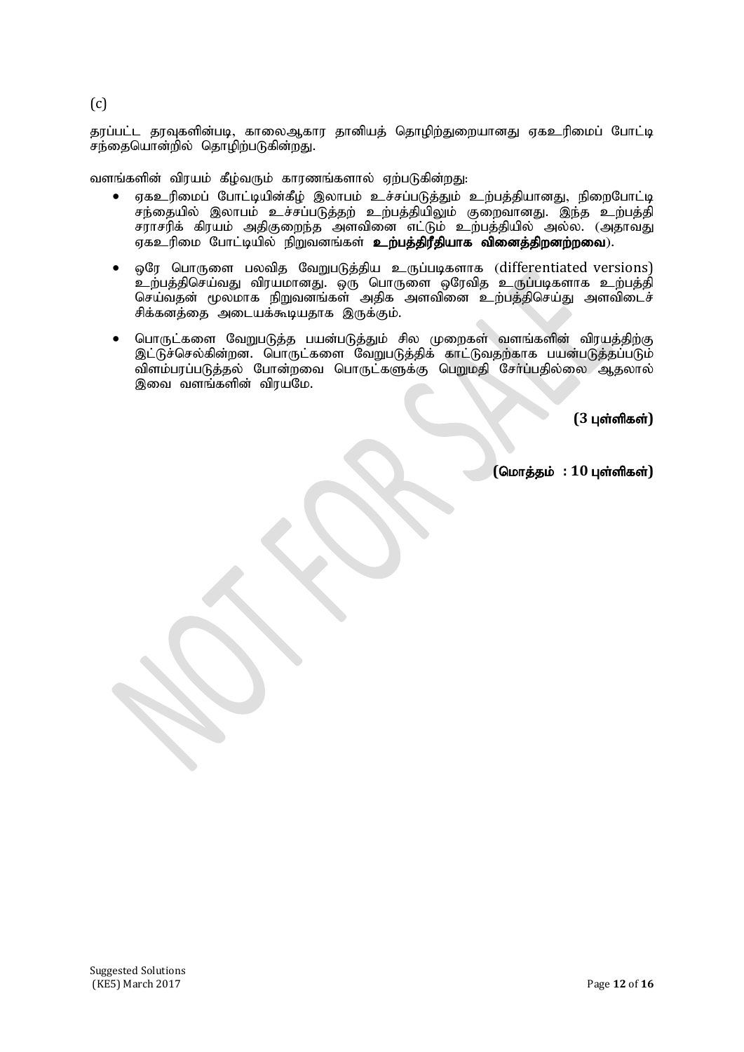(c)

தரப்பட்ட தரவுகளின்படி, காலைஆகார தானியத் தொழிற்துறையானது ஏகஉரிமைப் போட்டி சந்தையொன்றில் தொழிற்படுகின்றது.

வளங்களின் விரயம் கீழ்வரும் காரணங்களால் ஏற்படுகின்றது:

- ஏகஉரிமைப் போட்டியின்கீழ் இலாபம் உச்சப்படுத்தும் உற்பத்தியானது, நிறைபோட்டி சந்தையில் இலாபம் உச்சப்படுத்தற் உற்பத்தியிலும் குறைவானது. இந்த உற்பத்தி சராசரிக் கிரயம் அதிகுறைந்த அளவினை எட்டும் உற்பத்தியில் அல்ல. (அதாவது ஏகஉரிமை போட்டியில் நிறுவனங்கள் **உற்பத்திரீதியாக வினைத்திறனற்றவை**).

- ஒரே பொருளை பலவித வேறுபடுத்திய உருப்படிகளாக (differentiated versions) உற்பத்திசெய்வது விரயமானது. ஒரு பொருளை ஒரேவித உருப்படிகளாக உற்பத்தி செய்வதன் மூலமாக நிறுவனங்கள் அதிக அளவினை உற்பத்திசெய்து அளவிடைச் சிக்கனத்தை அடையக்கூடியதாக இருக்கும்.

- பொருட்களை வேறுபடுத்த பயன்படுத்தும் சில முறைகள் வளங்களின் விரயத்திற்கு இட்டுச்செல்கின்றன. பொருட்களை வேறுபடுத்திக் காட்டுவதற்காக பயன்படுத்தப்படும் விளம்பரப்படுத்தல் போன்றவை பொருட்களுக்கு பெறுமதி சேர்ப்பதில்லை ஆதலால் இவை வளங்களின் விரயமே.

**(3 புள்ளிகள்)**

**(மொத்தம் : 10 புள்ளிகள்)**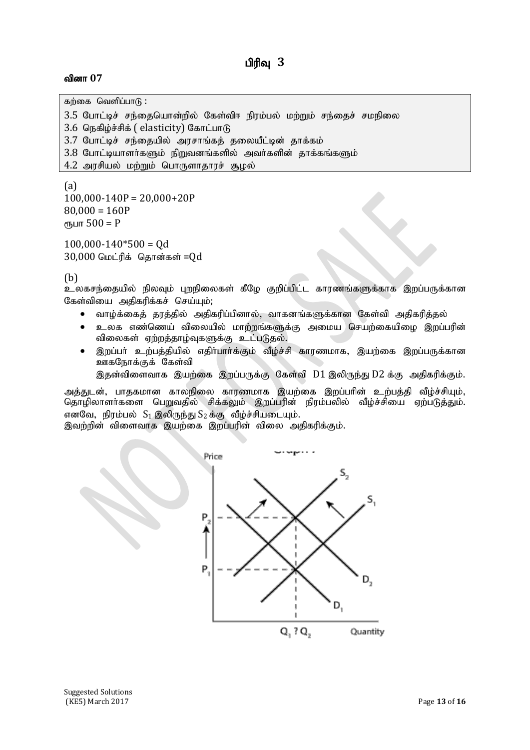# பிரிவு 3

### வினா 07

| கற்கை வெளிப்பாடு : |
|---|
| 3.5 போட்டிச் சந்தையொன்றில் கேள்விஈ நிரம்பல் மற்றும் சந்தைச் சமநிலை |
| 3.6 நெகிழ்ச்சிக் ( elasticity) கோட்பாடு |
| 3.7 போட்டிச் சந்தையில் அரசாங்கத் தலையீட்டின் தாக்கம் |
| 3.8 போட்டியாளர்களும் நிறுவனங்களில் அவர்களின் தாக்கங்களும் |
| 4.2 அரசியல் மற்றும் பொருளாதாரச் சூழல் |

(a)

$100,000-140P = 20,000+20P$

$80,000 = 160P$

ரூபா $500 = P$

$100,000-140*500 = Qd$

30,000 மெட்ரிக் தொன்கள் $=Qd$

(b)

உலகசந்தையில் நிலவும் புறநிலைகள் கீழே குறிப்பிட்ட காரணங்களுக்காக இறப்பருக்கான கேள்வியை அதிகரிக்கச் செய்யும்;

- வாழ்க்கைத் தரத்தில் அதிகரிப்பினால், வாகனங்களுக்கான கேள்வி அதிகரித்தல்
- உலக எண்ணெய் விலையில் மாற்றங்களுக்கு அமைய செயற்கையிழை இறப்பரின் விலைகள் ஏற்றத்தாழ்வுகளுக்கு உட்படுதல்.
- இறப்பர் உற்பத்தியில் எதிர்பார்க்கும் வீழ்ச்சி காரணமாக, இயற்கை இறப்பருக்கான ஊகநோக்குக் கேள்வி

  இதன்விளைவாக இயற்கை இறப்பருக்கு கேள்வி D1 இலிருந்து D2 க்கு அதிகரிக்கும்.

அத்துடன், பாதகமான காலநிலை காரணமாக இயற்கை இறப்பரின் உற்பத்தி வீழ்ச்சியும், தொழிலாளர்களை பெறுவதில் சிக்கலும் இறப்பரின் நிரம்பலில் வீழ்ச்சியை ஏற்படுத்தும். எனவே, நிரம்பல் $S_1$ இலிருந்து $S_2$ க்கு வீழ்ச்சியடையும்.

இவற்றின் விளைவாக இயற்கை இறப்பரின் விலை அதிகரிக்கும்.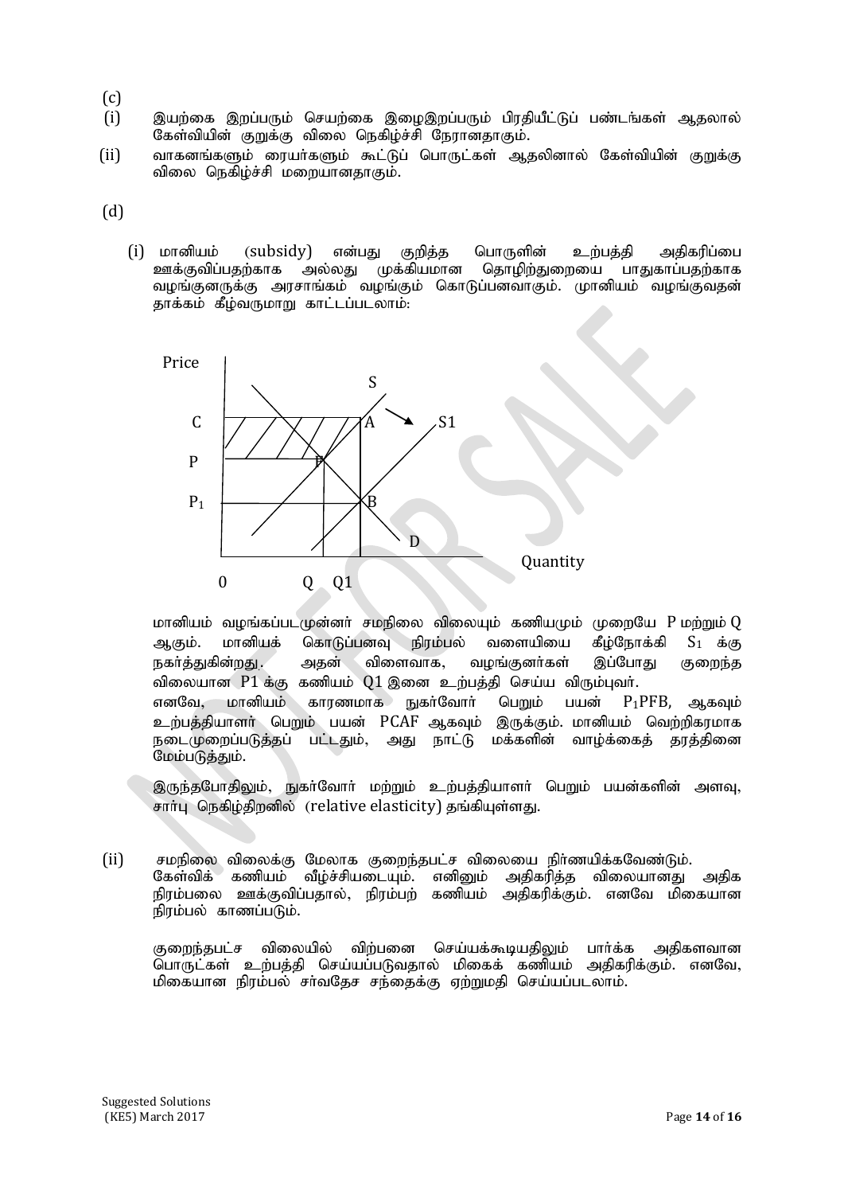(c)

(i) இயற்கை இறப்பரும் செயற்கை இழைஇறப்பரும் பிரதியீட்டுப் பண்டங்கள் ஆதலால் கேள்வியின் குறுக்கு விலை நெகிழ்ச்சி நேரானதாகும்.

(ii) வாகனங்களும் ரையர்களும் கூட்டுப் பொருட்கள் ஆதலினால் கேள்வியின் குறுக்கு விலை நெகிழ்ச்சி மறையானதாகும்.

(d)

(i) மானியம் (subsidy) என்பது குறித்த பொருளின் உற்பத்தி அதிகரிப்பை ஊக்குவிப்பதற்காக அல்லது முக்கியமான தொழிற்துறையை பாதுகாப்பதற்காக வழங்குனருக்கு அரசாங்கம் வழங்கும் கொடுப்பனவாகும். முானியம் வழங்குவதன் தாக்கம் கீழ்வருமாறு காட்டப்படலாம்:

மானியம் வழங்கப்படமுன்னர் சமநிலை விலையும் கணியமும் முறையே P மற்றும் Q ஆகும். மானியக் கொடுப்பனவு நிரம்பல் வளையியை கீழ்நோக்கி $S_1$ க்கு நகர்த்துகின்றது. அதன் விளைவாக, வழங்குனர்கள் இப்போது குறைந்த விலையான P1 க்கு கணியம் Q1 இனை உற்பத்தி செய்ய விரும்புவர்.

எனவே, மானியம் காரணமாக நுகர்வோர் பெறும் பயன் $P_1$PFB, ஆகவும் உற்பத்தியாளர் பெறும் பயன் PCAF ஆகவும் இருக்கும். மானியம் வெற்றிகரமாக நடைமுறைப்படுத்தப் பட்டதும், அது நாட்டு மக்களின் வாழ்க்கைத் தரத்தினை மேம்படுத்தும்.

இருந்தபோதிலும், நுகர்வோர் மற்றும் உற்பத்தியாளர் பெறும் பயன்களின் அளவு, சார்பு நெகிழ்திறனில் (relative elasticity) தங்கியுள்ளது.

(ii) சமநிலை விலைக்கு மேலாக குறைந்தபட்ச விலையை நிர்ணயிக்கவேண்டும். கேள்விக் கணியம் வீழ்ச்சியடையும். எனினும் அதிகரித்த விலையானது அதிக நிரம்பலை ஊக்குவிப்பதால், நிரம்பற் கணியம் அதிகரிக்கும். எனவே மிகையான நிரம்பல் காணப்படும்.

குறைந்தபட்ச விலையில் விற்பனை செய்யக்கூடியதிலும் பார்க்க அதிகளவான பொருட்கள் உற்பத்தி செய்யப்படுவதால் மிகைக் கணியம் அதிகரிக்கும். எனவே, மிகையான நிரம்பல் சர்வதேச சந்தைக்கு ஏற்றுமதி செய்யப்படலாம்.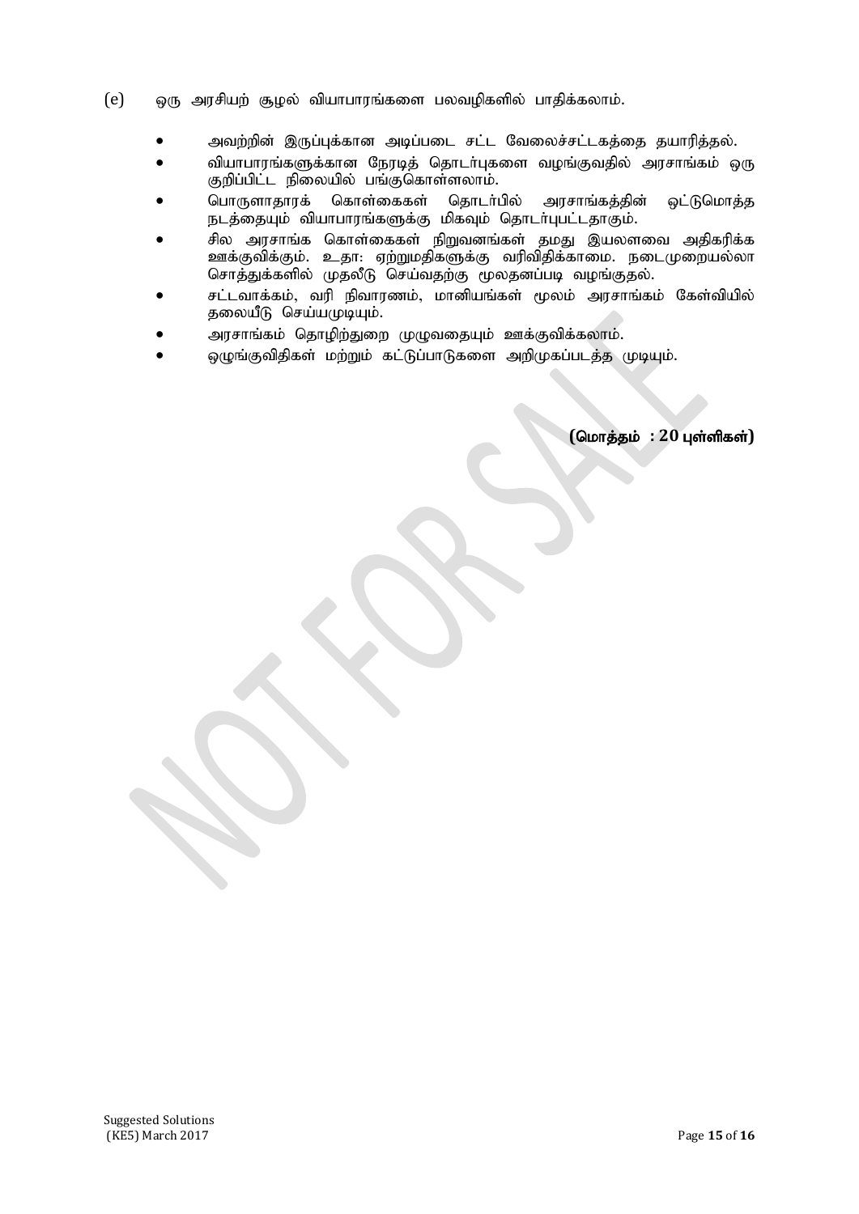(e) ஒரு அரசியற் சூழல் வியாபாரங்களை பலவழிகளில் பாதிக்கலாம்.

- அவற்றின் இருப்புக்கான அடிப்படை சட்ட வேலைச்சட்டகத்தை தயாரித்தல்.
- வியாபாரங்களுக்கான நேரடித் தொடர்புகளை வழங்குவதில் அரசாங்கம் ஒரு குறிப்பிட்ட நிலையில் பங்குகொள்ளலாம்.
- பொருளாதாரக் கொள்கைகள் தொடர்பில் அரசாங்கத்தின் ஒட்டுமொத்த நடத்தையும் வியாபாரங்களுக்கு மிகவும் தொடர்புபட்டதாகும்.
- சில அரசாங்க கொள்கைகள் நிறுவனங்கள் தமது இயலளவை அதிகரிக்க ஊக்குவிக்கும். உதா: ஏற்றுமதிகளுக்கு வரிவிதிக்காமை. நடைமுறையல்லா சொத்துக்களில் முதலீடு செய்வதற்கு மூலதனப்படி வழங்குதல்.
- சட்டவாக்கம், வரி நிவாரணம், மானியங்கள் மூலம் அரசாங்கம் கேள்வியில் தலையீடு செய்யமுடியும்.
- அரசாங்கம் தொழிற்துறை முழுவதையும் ஊக்குவிக்கலாம்.
- ஒழுங்குவிதிகள் மற்றும் கட்டுப்பாடுகளை அறிமுகப்படுத்த முடியும்.

**(மொத்தம் : 20 புள்ளிகள்)**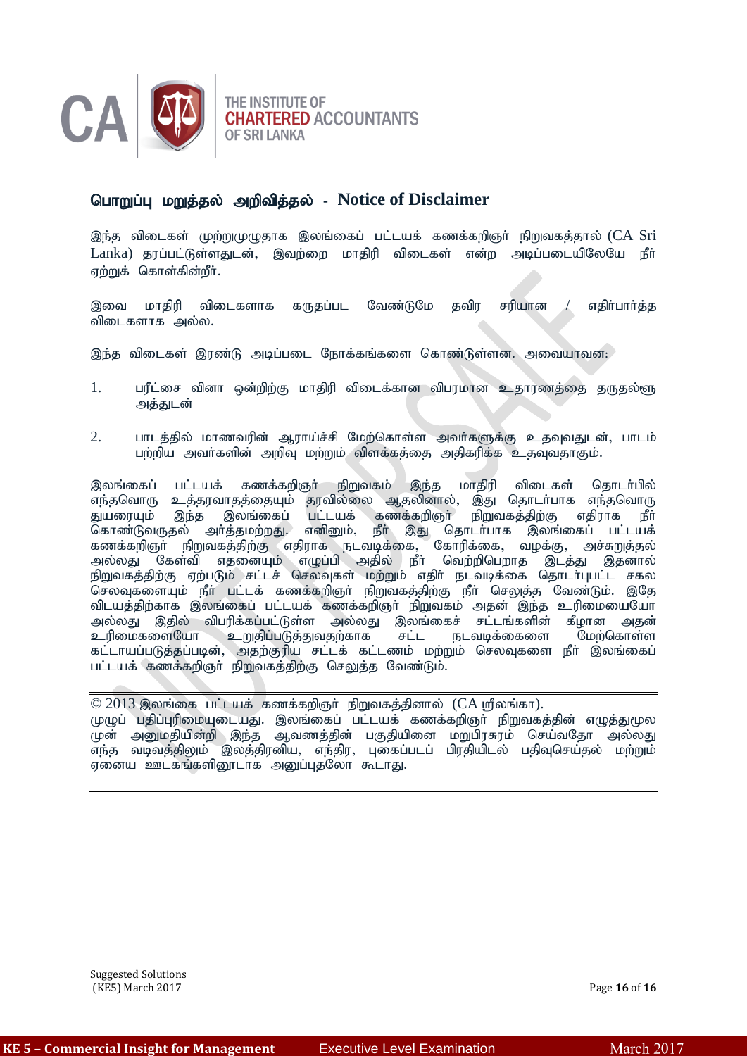## பொறுப்பு மறுத்தல் அறிவித்தல் - Notice of Disclaimer

இந்த விடைகள் முற்றுமுழுதாக இலங்கைப் பட்டயக் கணக்கறிஞர் நிறுவகத்தால் (CA Sri Lanka) தரப்பட்டுள்ளதுடன், இவற்றை மாதிரி விடைகள் என்ற அடிப்படையிலேயே நீர் ஏற்றுக் கொள்கின்றீர்.

இவை மாதிரி விடைகளாக கருதப்பட வேண்டுமே தவிர சரியான / எதிர்பார்த்த விடைகளாக அல்ல.

இந்த விடைகள் இரண்டு அடிப்படை நோக்கங்களை கொண்டுள்ளன. அவையாவன:

1. பரீட்சை வினா ஒன்றிற்கு மாதிரி விடைக்கான விபரமான உதாரணத்தை தருதல்ளூ அத்துடன்
2. பாடத்தில் மாணவரின் ஆராய்ச்சி மேற்கொள்ள அவர்களுக்கு உதவுவதுடன், பாடம் பற்றிய அவர்களின் அறிவு மற்றும் விளக்கத்தை அதிகரிக்க உதவுவதாகும்.

இலங்கைப் பட்டயக் கணக்கறிஞர் நிறுவகம் இந்த மாதிரி விடைகள் தொடர்பில் எந்தவொரு உத்தரவாதத்தையும் தரவில்லை ஆதலினால், இது தொடர்பாக எந்தவொரு துயரையும் இந்த இலங்கைப் பட்டயக் கணக்கறிஞர் நிறுவகத்திற்கு எதிராக நீர் கொண்டுவருதல் அர்த்தமற்றது. எனினும், நீர் இது தொடர்பாக இலங்கைப் பட்டயக் கணக்கறிஞர் நிறுவகத்திற்கு எதிராக நடவடிக்கை, கோரிக்கை, வழக்கு, அச்சுறுத்தல் அல்லது கேள்வி எதனையும் எழுப்பி அதில் நீர் வெற்றிபெறாத இடத்து இதனால் நிறுவகத்திற்கு ஏற்படும் சட்டச் செலவுகள் மற்றும் எதிர் நடவடிக்கை தொடர்புபட்ட சகல செலவுகளையும் நீர் பட்டக் கணக்கறிஞர் நிறுவகத்திற்கு நீர் செலுத்த வேண்டும். இதே விடயத்திற்காக இலங்கைப் பட்டயக் கணக்கறிஞர் நிறுவகம் அதன் இந்த உரிமையையோ அல்லது இதில் விபரிக்கப்பட்டுள்ள அல்லது இலங்கைச் சட்டங்களின் கீழான அதன் உரிமைகளையோ உறுதிப்படுத்துவதற்காக சட்ட நடவடிக்கைகளை மேற்கொள்ள கட்டாயப்படுத்தப்படின், அதற்குரிய சட்டக் கட்டணம் மற்றும் செலவுகளை நீர் இலங்கைப் பட்டயக் கணக்கறிஞர் நிறுவகத்திற்கு செலுத்த வேண்டும்.

---

© 2013 இலங்கை பட்டயக் கணக்கறிஞர் நிறுவகத்தினால் (CA ஸ்ரீலங்கா).
முழுப் பதிப்புரிமையுடையது. இலங்கைப் பட்டயக் கணக்கறிஞர் நிறுவகத்தின் எழுத்துமூல முன் அனுமதியின்றி இந்த ஆவணத்தின் பகுதியினை மறுபிரசுரம் செய்வதோ அல்லது எந்த வடிவத்திலும் இலத்திரனிய, எந்திர, புகைப்படப் பிரதியிடல் பதிவுசெய்தல் மற்றும் ஏனைய ஊடகங்களினூடாக அனுப்புதலோ கூடாது.

---